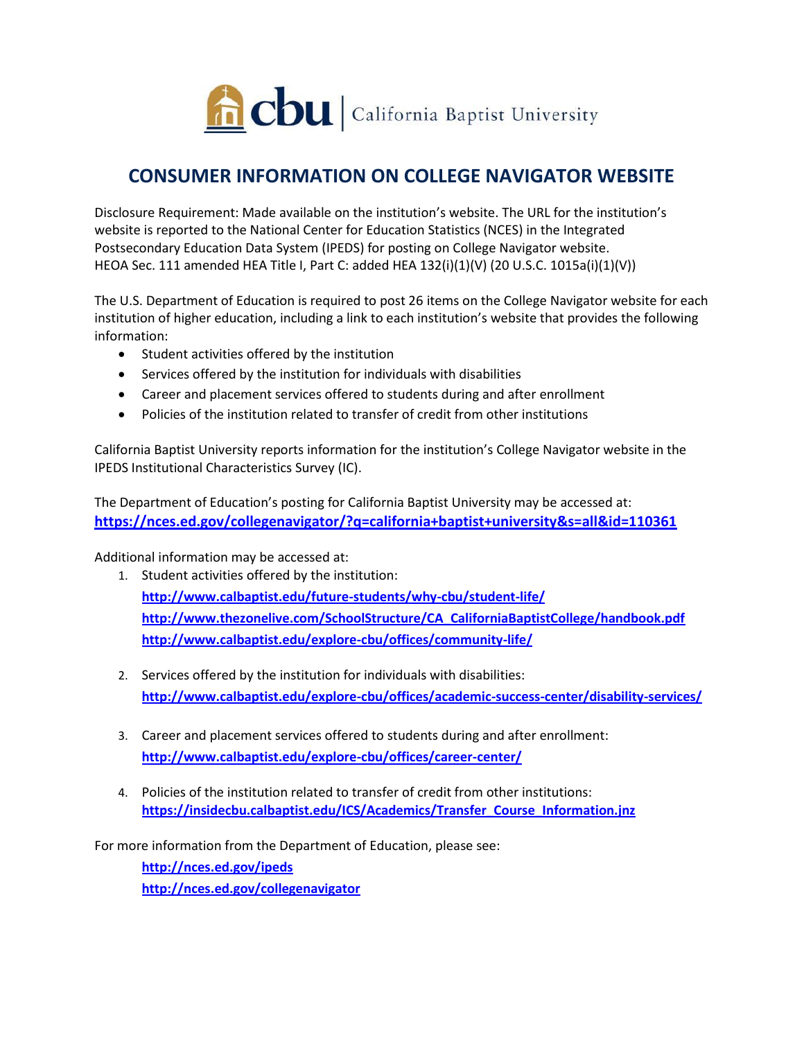# CONSUMER INFORMATION ON COLLEGE NAVIGATOR WEBSITE

Disclosure Requirement: Made available on the institution's website. The URL for the institution's website is reported to the National Center for Education Statistics (NCES) in the Integrated Postsecondary Education Data System (IPEDS) for posting on College Navigator website. HEOA Sec. 111 amended HEA Title I, Part C: added HEA 132(i)(1)(V) (20 U.S.C. 1015a(i)(1)(V))

The U.S. Department of Education is required to post 26 items on the College Navigator website for each institution of higher education, including a link to each institution's website that provides the following information:

- Student activities offered by the institution
- Services offered by the institution for individuals with disabilities
- Career and placement services offered to students during and after enrollment
- Policies of the institution related to transfer of credit from other institutions

California Baptist University reports information for the institution's College Navigator website in the IPEDS Institutional Characteristics Survey (IC).

The Department of Education's posting for California Baptist University may be accessed at:
**https://nces.ed.gov/collegenavigator/?q=california+baptist+university&s=all&id=110361**

Additional information may be accessed at:

1. Student activities offered by the institution:
   **http://www.calbaptist.edu/future-students/why-cbu/student-life/**
   **http://www.thezonelive.com/SchoolStructure/CA_CaliforniaBaptistCollege/handbook.pdf**
   **http://www.calbaptist.edu/explore-cbu/offices/community-life/**

2. Services offered by the institution for individuals with disabilities:
   **http://www.calbaptist.edu/explore-cbu/offices/academic-success-center/disability-services/**

3. Career and placement services offered to students during and after enrollment:
   **http://www.calbaptist.edu/explore-cbu/offices/career-center/**

4. Policies of the institution related to transfer of credit from other institutions:
   **https://insidecbu.calbaptist.edu/ICS/Academics/Transfer_Course_Information.jnz**

For more information from the Department of Education, please see:

**http://nces.ed.gov/ipeds**
**http://nces.ed.gov/collegenavigator**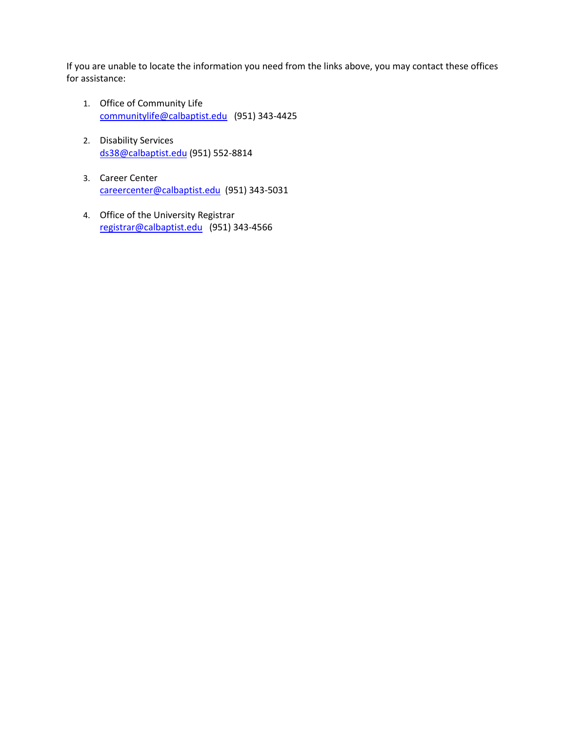If you are unable to locate the information you need from the links above, you may contact these offices for assistance:

1. Office of Community Life
   communitylife@calbaptist.edu (951) 343-4425

2. Disability Services
   ds38@calbaptist.edu (951) 552-8814

3. Career Center
   careercenter@calbaptist.edu (951) 343-5031

4. Office of the University Registrar
   registrar@calbaptist.edu (951) 343-4566